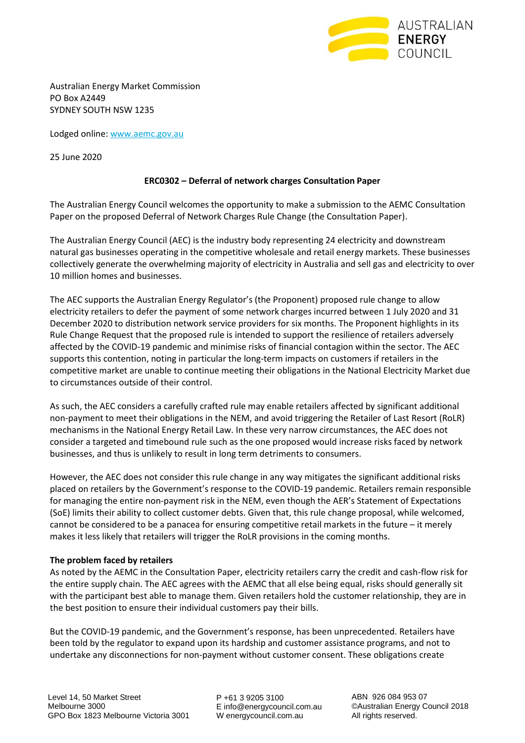Australian Energy Market Commission
PO Box A2449
SYDNEY SOUTH NSW 1235

Lodged online: www.aemc.gov.au

25 June 2020

**ERC0302 – Deferral of network charges Consultation Paper**

The Australian Energy Council welcomes the opportunity to make a submission to the AEMC Consultation Paper on the proposed Deferral of Network Charges Rule Change (the Consultation Paper).

The Australian Energy Council (AEC) is the industry body representing 24 electricity and downstream natural gas businesses operating in the competitive wholesale and retail energy markets. These businesses collectively generate the overwhelming majority of electricity in Australia and sell gas and electricity to over 10 million homes and businesses.

The AEC supports the Australian Energy Regulator's (the Proponent) proposed rule change to allow electricity retailers to defer the payment of some network charges incurred between 1 July 2020 and 31 December 2020 to distribution network service providers for six months. The Proponent highlights in its Rule Change Request that the proposed rule is intended to support the resilience of retailers adversely affected by the COVID-19 pandemic and minimise risks of financial contagion within the sector. The AEC supports this contention, noting in particular the long-term impacts on customers if retailers in the competitive market are unable to continue meeting their obligations in the National Electricity Market due to circumstances outside of their control.

As such, the AEC considers a carefully crafted rule may enable retailers affected by significant additional non-payment to meet their obligations in the NEM, and avoid triggering the Retailer of Last Resort (RoLR) mechanisms in the National Energy Retail Law. In these very narrow circumstances, the AEC does not consider a targeted and timebound rule such as the one proposed would increase risks faced by network businesses, and thus is unlikely to result in long term detriments to consumers.

However, the AEC does not consider this rule change in any way mitigates the significant additional risks placed on retailers by the Government's response to the COVID-19 pandemic. Retailers remain responsible for managing the entire non-payment risk in the NEM, even though the AER's Statement of Expectations (SoE) limits their ability to collect customer debts. Given that, this rule change proposal, while welcomed, cannot be considered to be a panacea for ensuring competitive retail markets in the future – it merely makes it less likely that retailers will trigger the RoLR provisions in the coming months.

**The problem faced by retailers**

As noted by the AEMC in the Consultation Paper, electricity retailers carry the credit and cash-flow risk for the entire supply chain. The AEC agrees with the AEMC that all else being equal, risks should generally sit with the participant best able to manage them. Given retailers hold the customer relationship, they are in the best position to ensure their individual customers pay their bills.

But the COVID-19 pandemic, and the Government's response, has been unprecedented. Retailers have been told by the regulator to expand upon its hardship and customer assistance programs, and not to undertake any disconnections for non-payment without customer consent. These obligations create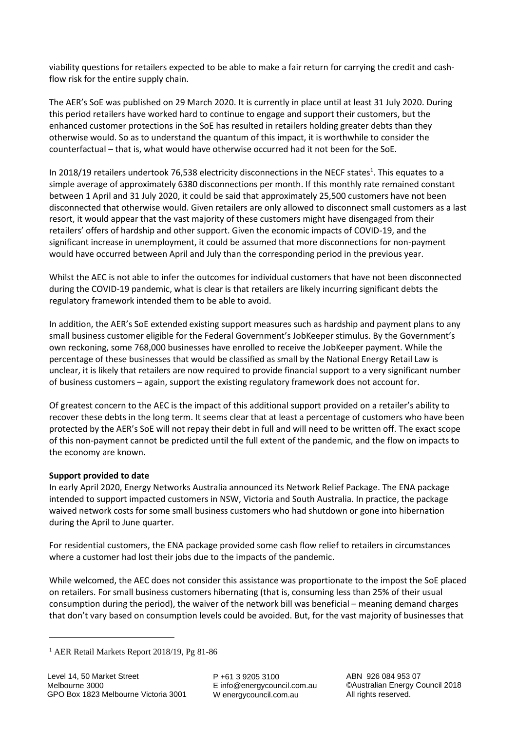viability questions for retailers expected to be able to make a fair return for carrying the credit and cash-flow risk for the entire supply chain.

The AER's SoE was published on 29 March 2020. It is currently in place until at least 31 July 2020. During this period retailers have worked hard to continue to engage and support their customers, but the enhanced customer protections in the SoE has resulted in retailers holding greater debts than they otherwise would. So as to understand the quantum of this impact, it is worthwhile to consider the counterfactual – that is, what would have otherwise occurred had it not been for the SoE.

In 2018/19 retailers undertook 76,538 electricity disconnections in the NECF states[1]. This equates to a simple average of approximately 6380 disconnections per month. If this monthly rate remained constant between 1 April and 31 July 2020, it could be said that approximately 25,500 customers have not been disconnected that otherwise would. Given retailers are only allowed to disconnect small customers as a last resort, it would appear that the vast majority of these customers might have disengaged from their retailers' offers of hardship and other support. Given the economic impacts of COVID-19, and the significant increase in unemployment, it could be assumed that more disconnections for non-payment would have occurred between April and July than the corresponding period in the previous year.

Whilst the AEC is not able to infer the outcomes for individual customers that have not been disconnected during the COVID-19 pandemic, what is clear is that retailers are likely incurring significant debts the regulatory framework intended them to be able to avoid.

In addition, the AER's SoE extended existing support measures such as hardship and payment plans to any small business customer eligible for the Federal Government's JobKeeper stimulus. By the Government's own reckoning, some 768,000 businesses have enrolled to receive the JobKeeper payment. While the percentage of these businesses that would be classified as small by the National Energy Retail Law is unclear, it is likely that retailers are now required to provide financial support to a very significant number of business customers – again, support the existing regulatory framework does not account for.

Of greatest concern to the AEC is the impact of this additional support provided on a retailer's ability to recover these debts in the long term. It seems clear that at least a percentage of customers who have been protected by the AER's SoE will not repay their debt in full and will need to be written off. The exact scope of this non-payment cannot be predicted until the full extent of the pandemic, and the flow on impacts to the economy are known.

**Support provided to date**

In early April 2020, Energy Networks Australia announced its Network Relief Package. The ENA package intended to support impacted customers in NSW, Victoria and South Australia. In practice, the package waived network costs for some small business customers who had shutdown or gone into hibernation during the April to June quarter.

For residential customers, the ENA package provided some cash flow relief to retailers in circumstances where a customer had lost their jobs due to the impacts of the pandemic.

While welcomed, the AEC does not consider this assistance was proportionate to the impost the SoE placed on retailers. For small business customers hibernating (that is, consuming less than 25% of their usual consumption during the period), the waiver of the network bill was beneficial – meaning demand charges that don't vary based on consumption levels could be avoided. But, for the vast majority of businesses that

[1] AER Retail Markets Report 2018/19, Pg 81-86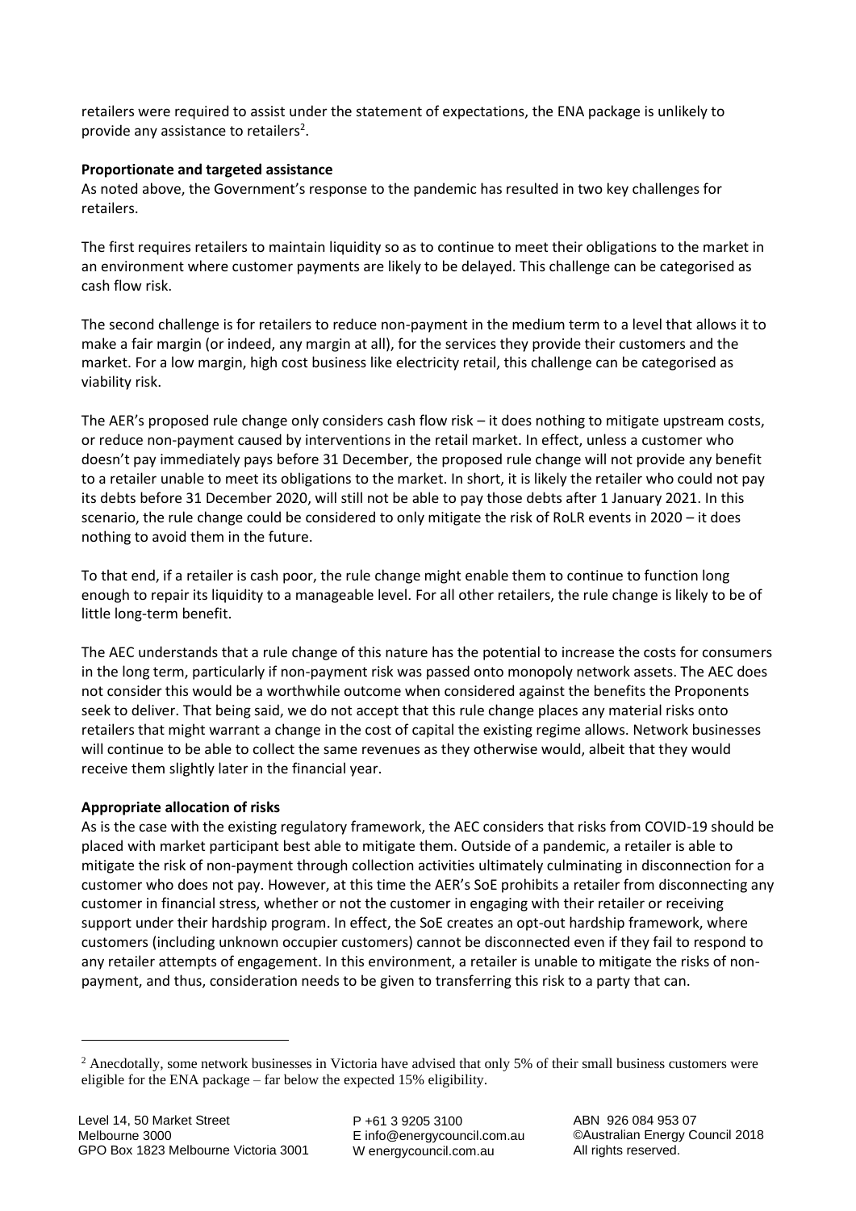retailers were required to assist under the statement of expectations, the ENA package is unlikely to provide any assistance to retailers[2].

**Proportionate and targeted assistance**

As noted above, the Government's response to the pandemic has resulted in two key challenges for retailers.

The first requires retailers to maintain liquidity so as to continue to meet their obligations to the market in an environment where customer payments are likely to be delayed. This challenge can be categorised as cash flow risk.

The second challenge is for retailers to reduce non-payment in the medium term to a level that allows it to make a fair margin (or indeed, any margin at all), for the services they provide their customers and the market. For a low margin, high cost business like electricity retail, this challenge can be categorised as viability risk.

The AER's proposed rule change only considers cash flow risk – it does nothing to mitigate upstream costs, or reduce non-payment caused by interventions in the retail market. In effect, unless a customer who doesn't pay immediately pays before 31 December, the proposed rule change will not provide any benefit to a retailer unable to meet its obligations to the market. In short, it is likely the retailer who could not pay its debts before 31 December 2020, will still not be able to pay those debts after 1 January 2021. In this scenario, the rule change could be considered to only mitigate the risk of RoLR events in 2020 – it does nothing to avoid them in the future.

To that end, if a retailer is cash poor, the rule change might enable them to continue to function long enough to repair its liquidity to a manageable level. For all other retailers, the rule change is likely to be of little long-term benefit.

The AEC understands that a rule change of this nature has the potential to increase the costs for consumers in the long term, particularly if non-payment risk was passed onto monopoly network assets. The AEC does not consider this would be a worthwhile outcome when considered against the benefits the Proponents seek to deliver. That being said, we do not accept that this rule change places any material risks onto retailers that might warrant a change in the cost of capital the existing regime allows. Network businesses will continue to be able to collect the same revenues as they otherwise would, albeit that they would receive them slightly later in the financial year.

**Appropriate allocation of risks**

As is the case with the existing regulatory framework, the AEC considers that risks from COVID-19 should be placed with market participant best able to mitigate them. Outside of a pandemic, a retailer is able to mitigate the risk of non-payment through collection activities ultimately culminating in disconnection for a customer who does not pay. However, at this time the AER's SoE prohibits a retailer from disconnecting any customer in financial stress, whether or not the customer in engaging with their retailer or receiving support under their hardship program. In effect, the SoE creates an opt-out hardship framework, where customers (including unknown occupier customers) cannot be disconnected even if they fail to respond to any retailer attempts of engagement. In this environment, a retailer is unable to mitigate the risks of non-payment, and thus, consideration needs to be given to transferring this risk to a party that can.

[2] Anecdotally, some network businesses in Victoria have advised that only 5% of their small business customers were eligible for the ENA package – far below the expected 15% eligibility.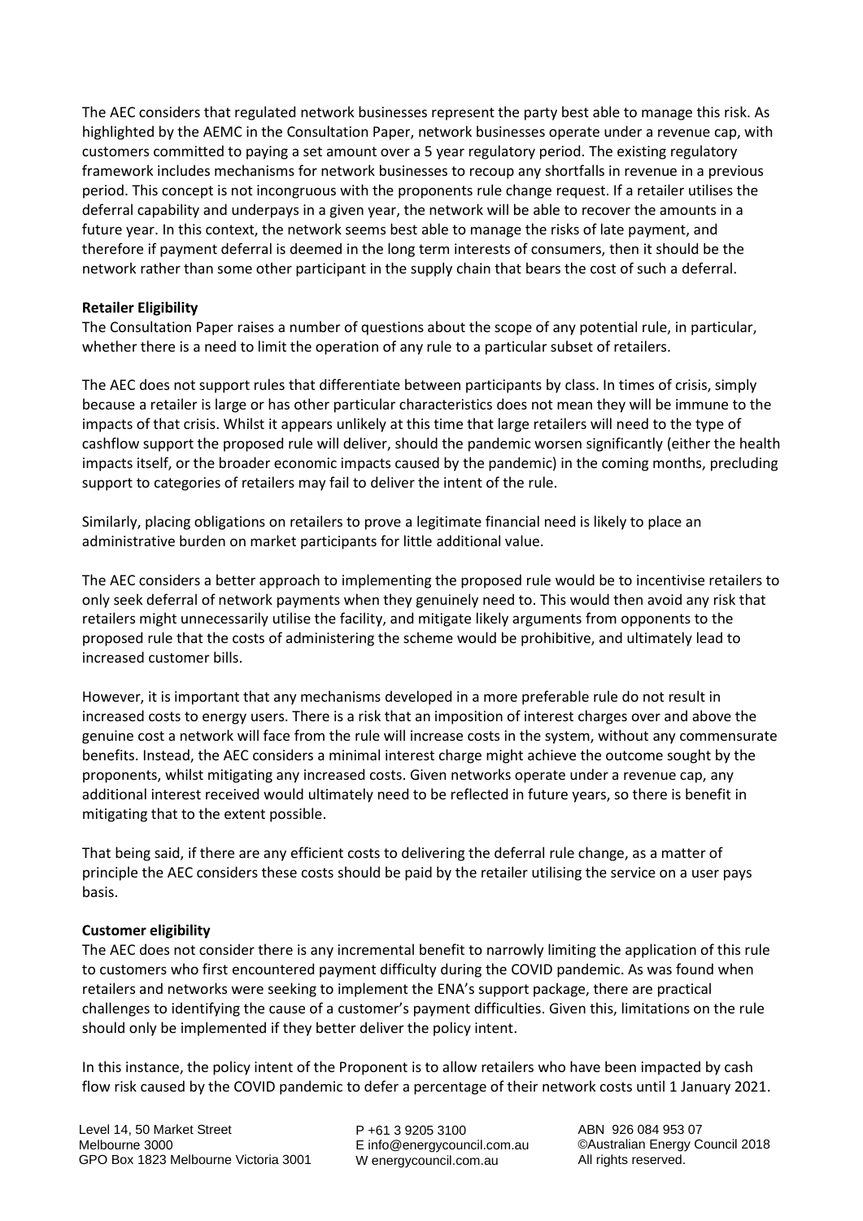The AEC considers that regulated network businesses represent the party best able to manage this risk. As highlighted by the AEMC in the Consultation Paper, network businesses operate under a revenue cap, with customers committed to paying a set amount over a 5 year regulatory period. The existing regulatory framework includes mechanisms for network businesses to recoup any shortfalls in revenue in a previous period. This concept is not incongruous with the proponents rule change request. If a retailer utilises the deferral capability and underpays in a given year, the network will be able to recover the amounts in a future year. In this context, the network seems best able to manage the risks of late payment, and therefore if payment deferral is deemed in the long term interests of consumers, then it should be the network rather than some other participant in the supply chain that bears the cost of such a deferral.

**Retailer Eligibility**

The Consultation Paper raises a number of questions about the scope of any potential rule, in particular, whether there is a need to limit the operation of any rule to a particular subset of retailers.

The AEC does not support rules that differentiate between participants by class. In times of crisis, simply because a retailer is large or has other particular characteristics does not mean they will be immune to the impacts of that crisis. Whilst it appears unlikely at this time that large retailers will need to the type of cashflow support the proposed rule will deliver, should the pandemic worsen significantly (either the health impacts itself, or the broader economic impacts caused by the pandemic) in the coming months, precluding support to categories of retailers may fail to deliver the intent of the rule.

Similarly, placing obligations on retailers to prove a legitimate financial need is likely to place an administrative burden on market participants for little additional value.

The AEC considers a better approach to implementing the proposed rule would be to incentivise retailers to only seek deferral of network payments when they genuinely need to. This would then avoid any risk that retailers might unnecessarily utilise the facility, and mitigate likely arguments from opponents to the proposed rule that the costs of administering the scheme would be prohibitive, and ultimately lead to increased customer bills.

However, it is important that any mechanisms developed in a more preferable rule do not result in increased costs to energy users. There is a risk that an imposition of interest charges over and above the genuine cost a network will face from the rule will increase costs in the system, without any commensurate benefits. Instead, the AEC considers a minimal interest charge might achieve the outcome sought by the proponents, whilst mitigating any increased costs. Given networks operate under a revenue cap, any additional interest received would ultimately need to be reflected in future years, so there is benefit in mitigating that to the extent possible.

That being said, if there are any efficient costs to delivering the deferral rule change, as a matter of principle the AEC considers these costs should be paid by the retailer utilising the service on a user pays basis.

**Customer eligibility**

The AEC does not consider there is any incremental benefit to narrowly limiting the application of this rule to customers who first encountered payment difficulty during the COVID pandemic. As was found when retailers and networks were seeking to implement the ENA's support package, there are practical challenges to identifying the cause of a customer's payment difficulties. Given this, limitations on the rule should only be implemented if they better deliver the policy intent.

In this instance, the policy intent of the Proponent is to allow retailers who have been impacted by cash flow risk caused by the COVID pandemic to defer a percentage of their network costs until 1 January 2021.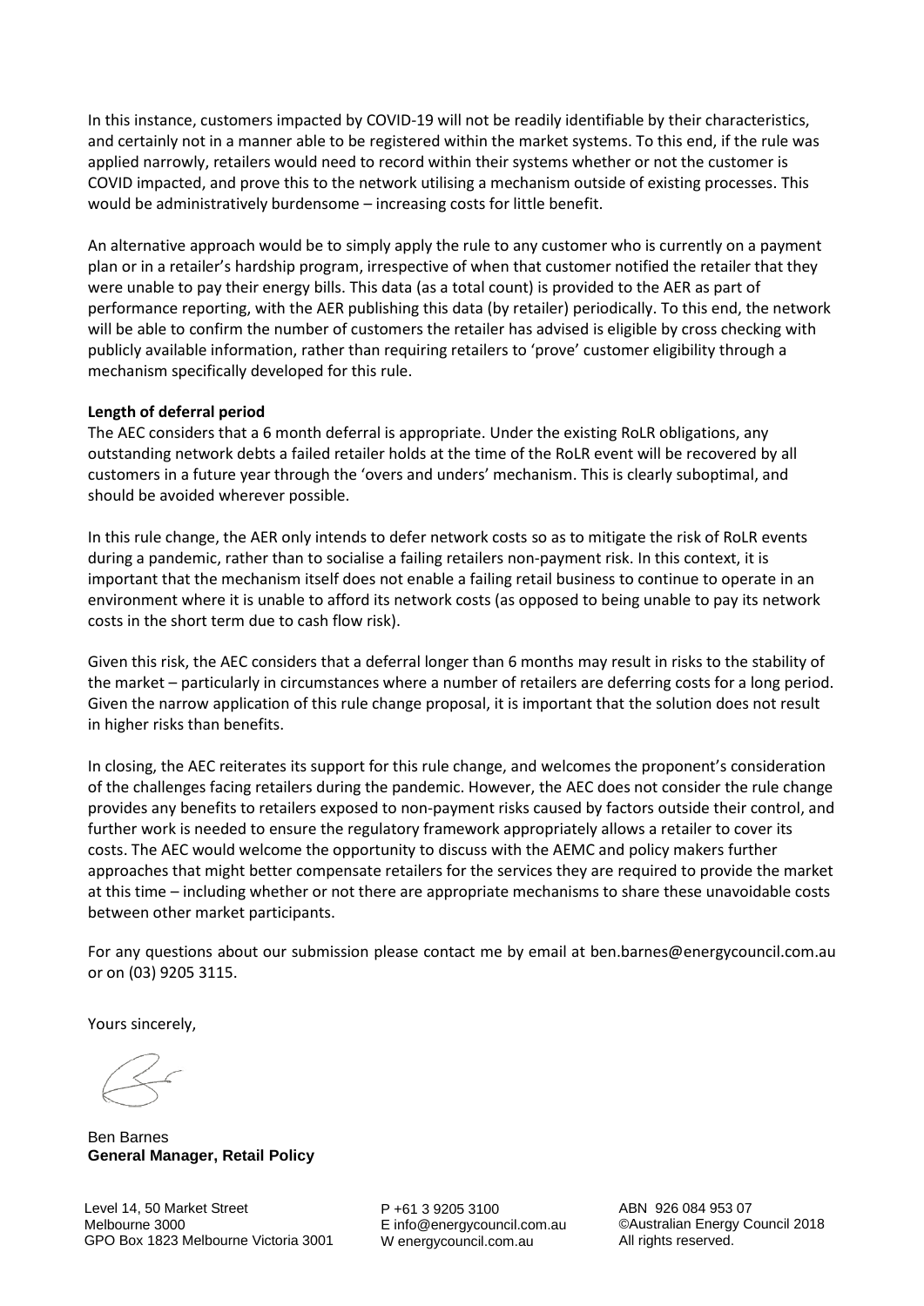In this instance, customers impacted by COVID-19 will not be readily identifiable by their characteristics, and certainly not in a manner able to be registered within the market systems. To this end, if the rule was applied narrowly, retailers would need to record within their systems whether or not the customer is COVID impacted, and prove this to the network utilising a mechanism outside of existing processes. This would be administratively burdensome – increasing costs for little benefit.

An alternative approach would be to simply apply the rule to any customer who is currently on a payment plan or in a retailer's hardship program, irrespective of when that customer notified the retailer that they were unable to pay their energy bills. This data (as a total count) is provided to the AER as part of performance reporting, with the AER publishing this data (by retailer) periodically. To this end, the network will be able to confirm the number of customers the retailer has advised is eligible by cross checking with publicly available information, rather than requiring retailers to 'prove' customer eligibility through a mechanism specifically developed for this rule.

**Length of deferral period**

The AEC considers that a 6 month deferral is appropriate. Under the existing RoLR obligations, any outstanding network debts a failed retailer holds at the time of the RoLR event will be recovered by all customers in a future year through the 'overs and unders' mechanism. This is clearly suboptimal, and should be avoided wherever possible.

In this rule change, the AER only intends to defer network costs so as to mitigate the risk of RoLR events during a pandemic, rather than to socialise a failing retailers non-payment risk. In this context, it is important that the mechanism itself does not enable a failing retail business to continue to operate in an environment where it is unable to afford its network costs (as opposed to being unable to pay its network costs in the short term due to cash flow risk).

Given this risk, the AEC considers that a deferral longer than 6 months may result in risks to the stability of the market – particularly in circumstances where a number of retailers are deferring costs for a long period. Given the narrow application of this rule change proposal, it is important that the solution does not result in higher risks than benefits.

In closing, the AEC reiterates its support for this rule change, and welcomes the proponent's consideration of the challenges facing retailers during the pandemic. However, the AEC does not consider the rule change provides any benefits to retailers exposed to non-payment risks caused by factors outside their control, and further work is needed to ensure the regulatory framework appropriately allows a retailer to cover its costs. The AEC would welcome the opportunity to discuss with the AEMC and policy makers further approaches that might better compensate retailers for the services they are required to provide the market at this time – including whether or not there are appropriate mechanisms to share these unavoidable costs between other market participants.

For any questions about our submission please contact me by email at ben.barnes@energycouncil.com.au or on (03) 9205 3115.

Yours sincerely,

Ben Barnes
**General Manager, Retail Policy**

Level 14, 50 Market Street
Melbourne 3000
GPO Box 1823 Melbourne Victoria 3001

P +61 3 9205 3100
E info@energycouncil.com.au
W energycouncil.com.au

ABN 926 084 953 07
©Australian Energy Council 2018
All rights reserved.